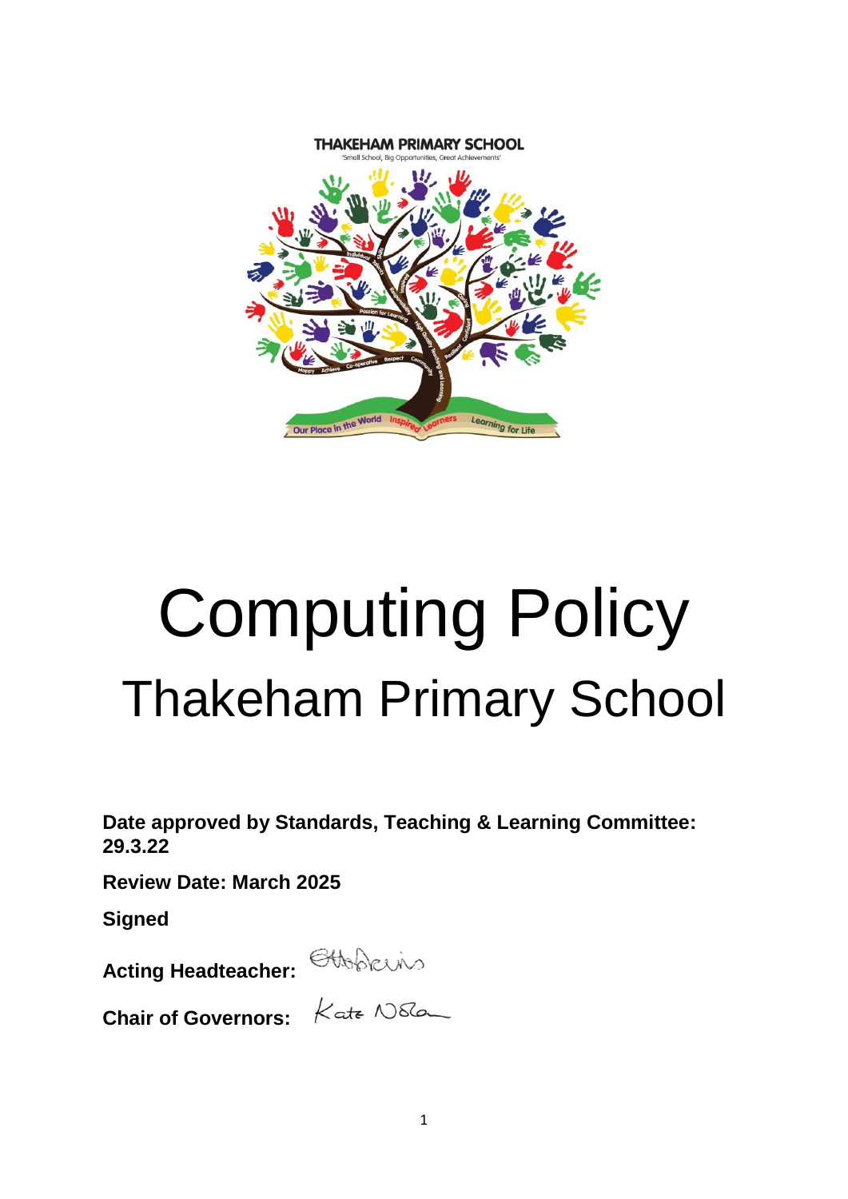THAKEHAM PRIMARY SCHOOL

'Small School, Big Opportunities, Great Achievements'

# Computing Policy

## Thakeham Primary School

**Date approved by Standards, Teaching & Learning Committee: 29.3.22**

**Review Date: March 2025**

**Signed**

**Acting Headteacher:**

**Chair of Governors:** Kate Noble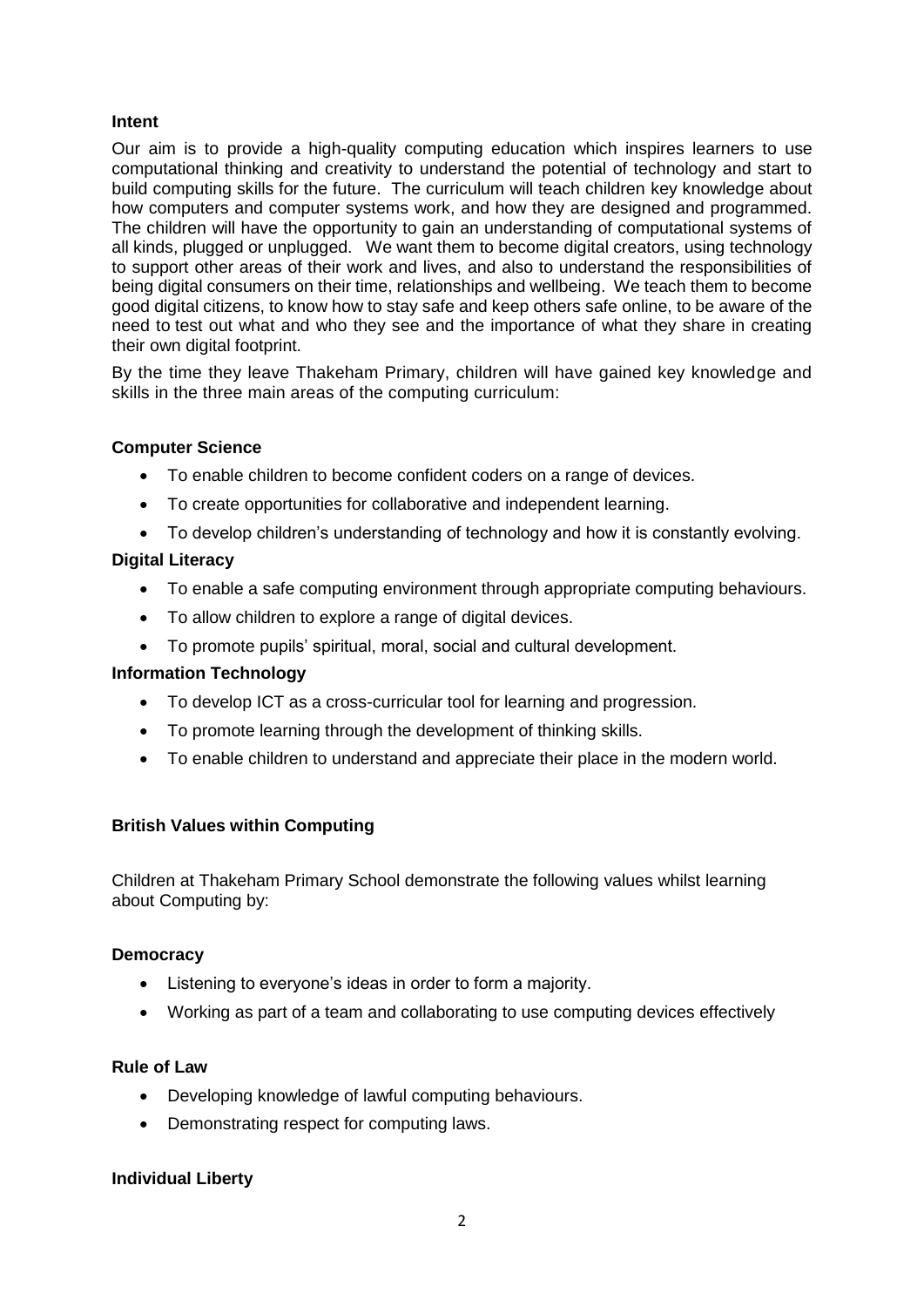## Intent

Our aim is to provide a high-quality computing education which inspires learners to use computational thinking and creativity to understand the potential of technology and start to build computing skills for the future. The curriculum will teach children key knowledge about how computers and computer systems work, and how they are designed and programmed. The children will have the opportunity to gain an understanding of computational systems of all kinds, plugged or unplugged. We want them to become digital creators, using technology to support other areas of their work and lives, and also to understand the responsibilities of being digital consumers on their time, relationships and wellbeing. We teach them to become good digital citizens, to know how to stay safe and keep others safe online, to be aware of the need to test out what and who they see and the importance of what they share in creating their own digital footprint.

By the time they leave Thakeham Primary, children will have gained key knowledge and skills in the three main areas of the computing curriculum:

### Computer Science

- To enable children to become confident coders on a range of devices.
- To create opportunities for collaborative and independent learning.
- To develop children's understanding of technology and how it is constantly evolving.

### Digital Literacy

- To enable a safe computing environment through appropriate computing behaviours.
- To allow children to explore a range of digital devices.
- To promote pupils' spiritual, moral, social and cultural development.

### Information Technology

- To develop ICT as a cross-curricular tool for learning and progression.
- To promote learning through the development of thinking skills.
- To enable children to understand and appreciate their place in the modern world.

## British Values within Computing

Children at Thakeham Primary School demonstrate the following values whilst learning about Computing by:

### Democracy

- Listening to everyone's ideas in order to form a majority.
- Working as part of a team and collaborating to use computing devices effectively

### Rule of Law

- Developing knowledge of lawful computing behaviours.
- Demonstrating respect for computing laws.

### Individual Liberty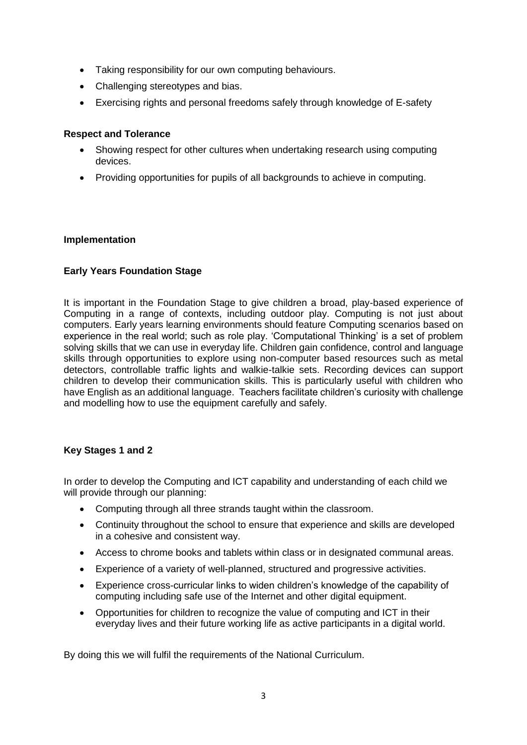- Taking responsibility for our own computing behaviours.
- Challenging stereotypes and bias.
- Exercising rights and personal freedoms safely through knowledge of E-safety

**Respect and Tolerance**

- Showing respect for other cultures when undertaking research using computing devices.
- Providing opportunities for pupils of all backgrounds to achieve in computing.

**Implementation**

**Early Years Foundation Stage**

It is important in the Foundation Stage to give children a broad, play-based experience of Computing in a range of contexts, including outdoor play. Computing is not just about computers. Early years learning environments should feature Computing scenarios based on experience in the real world; such as role play. 'Computational Thinking' is a set of problem solving skills that we can use in everyday life. Children gain confidence, control and language skills through opportunities to explore using non-computer based resources such as metal detectors, controllable traffic lights and walkie-talkie sets. Recording devices can support children to develop their communication skills. This is particularly useful with children who have English as an additional language. Teachers facilitate children's curiosity with challenge and modelling how to use the equipment carefully and safely.

**Key Stages 1 and 2**

In order to develop the Computing and ICT capability and understanding of each child we will provide through our planning:

- Computing through all three strands taught within the classroom.
- Continuity throughout the school to ensure that experience and skills are developed in a cohesive and consistent way.
- Access to chrome books and tablets within class or in designated communal areas.
- Experience of a variety of well-planned, structured and progressive activities.
- Experience cross-curricular links to widen children's knowledge of the capability of computing including safe use of the Internet and other digital equipment.
- Opportunities for children to recognize the value of computing and ICT in their everyday lives and their future working life as active participants in a digital world.

By doing this we will fulfil the requirements of the National Curriculum.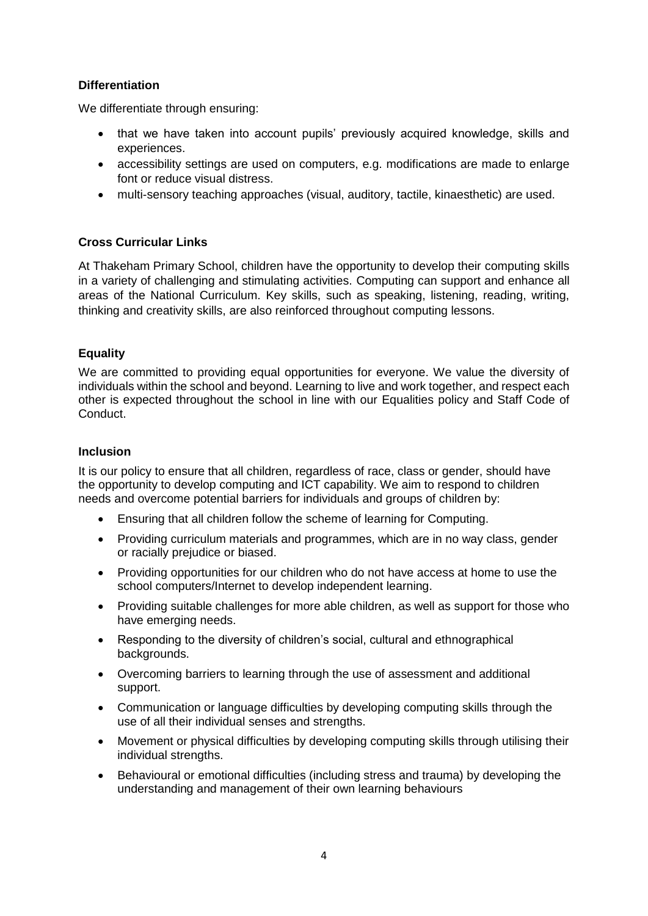**Differentiation**

We differentiate through ensuring:

- that we have taken into account pupils' previously acquired knowledge, skills and experiences.
- accessibility settings are used on computers, e.g. modifications are made to enlarge font or reduce visual distress.
- multi-sensory teaching approaches (visual, auditory, tactile, kinaesthetic) are used.

**Cross Curricular Links**

At Thakeham Primary School, children have the opportunity to develop their computing skills in a variety of challenging and stimulating activities. Computing can support and enhance all areas of the National Curriculum. Key skills, such as speaking, listening, reading, writing, thinking and creativity skills, are also reinforced throughout computing lessons.

**Equality**

We are committed to providing equal opportunities for everyone. We value the diversity of individuals within the school and beyond. Learning to live and work together, and respect each other is expected throughout the school in line with our Equalities policy and Staff Code of Conduct.

**Inclusion**

It is our policy to ensure that all children, regardless of race, class or gender, should have the opportunity to develop computing and ICT capability. We aim to respond to children needs and overcome potential barriers for individuals and groups of children by:

- Ensuring that all children follow the scheme of learning for Computing.
- Providing curriculum materials and programmes, which are in no way class, gender or racially prejudice or biased.
- Providing opportunities for our children who do not have access at home to use the school computers/Internet to develop independent learning.
- Providing suitable challenges for more able children, as well as support for those who have emerging needs.
- Responding to the diversity of children's social, cultural and ethnographical backgrounds.
- Overcoming barriers to learning through the use of assessment and additional support.
- Communication or language difficulties by developing computing skills through the use of all their individual senses and strengths.
- Movement or physical difficulties by developing computing skills through utilising their individual strengths.
- Behavioural or emotional difficulties (including stress and trauma) by developing the understanding and management of their own learning behaviours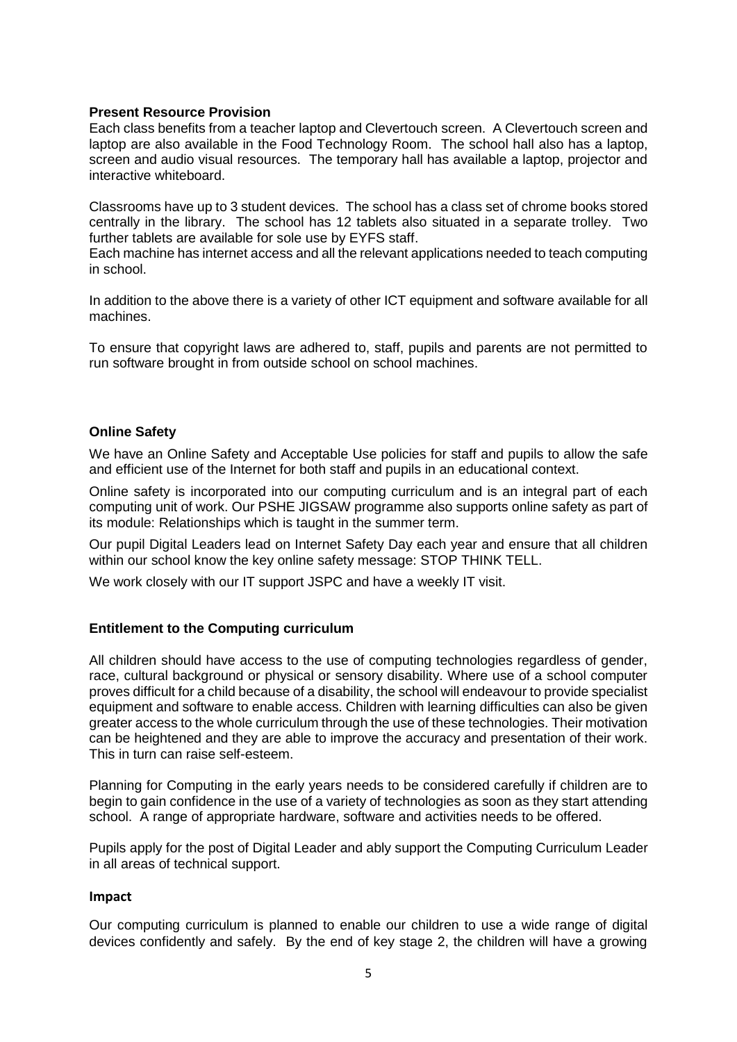**Present Resource Provision**

Each class benefits from a teacher laptop and Clevertouch screen. A Clevertouch screen and laptop are also available in the Food Technology Room. The school hall also has a laptop, screen and audio visual resources. The temporary hall has available a laptop, projector and interactive whiteboard.

Classrooms have up to 3 student devices. The school has a class set of chrome books stored centrally in the library. The school has 12 tablets also situated in a separate trolley. Two further tablets are available for sole use by EYFS staff.
Each machine has internet access and all the relevant applications needed to teach computing in school.

In addition to the above there is a variety of other ICT equipment and software available for all machines.

To ensure that copyright laws are adhered to, staff, pupils and parents are not permitted to run software brought in from outside school on school machines.

**Online Safety**

We have an Online Safety and Acceptable Use policies for staff and pupils to allow the safe and efficient use of the Internet for both staff and pupils in an educational context.

Online safety is incorporated into our computing curriculum and is an integral part of each computing unit of work. Our PSHE JIGSAW programme also supports online safety as part of its module: Relationships which is taught in the summer term.

Our pupil Digital Leaders lead on Internet Safety Day each year and ensure that all children within our school know the key online safety message: STOP THINK TELL.

We work closely with our IT support JSPC and have a weekly IT visit.

**Entitlement to the Computing curriculum**

All children should have access to the use of computing technologies regardless of gender, race, cultural background or physical or sensory disability. Where use of a school computer proves difficult for a child because of a disability, the school will endeavour to provide specialist equipment and software to enable access. Children with learning difficulties can also be given greater access to the whole curriculum through the use of these technologies. Their motivation can be heightened and they are able to improve the accuracy and presentation of their work. This in turn can raise self-esteem.

Planning for Computing in the early years needs to be considered carefully if children are to begin to gain confidence in the use of a variety of technologies as soon as they start attending school. A range of appropriate hardware, software and activities needs to be offered.

Pupils apply for the post of Digital Leader and ably support the Computing Curriculum Leader in all areas of technical support.

**Impact**

Our computing curriculum is planned to enable our children to use a wide range of digital devices confidently and safely. By the end of key stage 2, the children will have a growing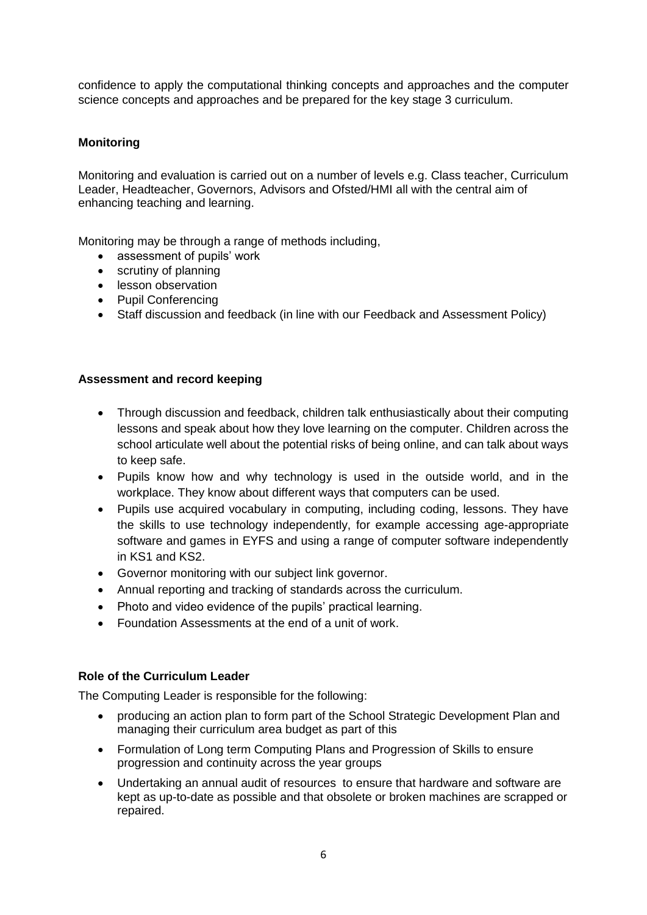confidence to apply the computational thinking concepts and approaches and the computer science concepts and approaches and be prepared for the key stage 3 curriculum.

### Monitoring

Monitoring and evaluation is carried out on a number of levels e.g. Class teacher, Curriculum Leader, Headteacher, Governors, Advisors and Ofsted/HMI all with the central aim of enhancing teaching and learning.

Monitoring may be through a range of methods including,

- assessment of pupils' work
- scrutiny of planning
- lesson observation
- Pupil Conferencing
- Staff discussion and feedback (in line with our Feedback and Assessment Policy)

### Assessment and record keeping

- Through discussion and feedback, children talk enthusiastically about their computing lessons and speak about how they love learning on the computer. Children across the school articulate well about the potential risks of being online, and can talk about ways to keep safe.
- Pupils know how and why technology is used in the outside world, and in the workplace. They know about different ways that computers can be used.
- Pupils use acquired vocabulary in computing, including coding, lessons. They have the skills to use technology independently, for example accessing age-appropriate software and games in EYFS and using a range of computer software independently in KS1 and KS2.
- Governor monitoring with our subject link governor.
- Annual reporting and tracking of standards across the curriculum.
- Photo and video evidence of the pupils' practical learning.
- Foundation Assessments at the end of a unit of work.

### Role of the Curriculum Leader

The Computing Leader is responsible for the following:

- producing an action plan to form part of the School Strategic Development Plan and managing their curriculum area budget as part of this
- Formulation of Long term Computing Plans and Progression of Skills to ensure progression and continuity across the year groups
- Undertaking an annual audit of resources to ensure that hardware and software are kept as up-to-date as possible and that obsolete or broken machines are scrapped or repaired.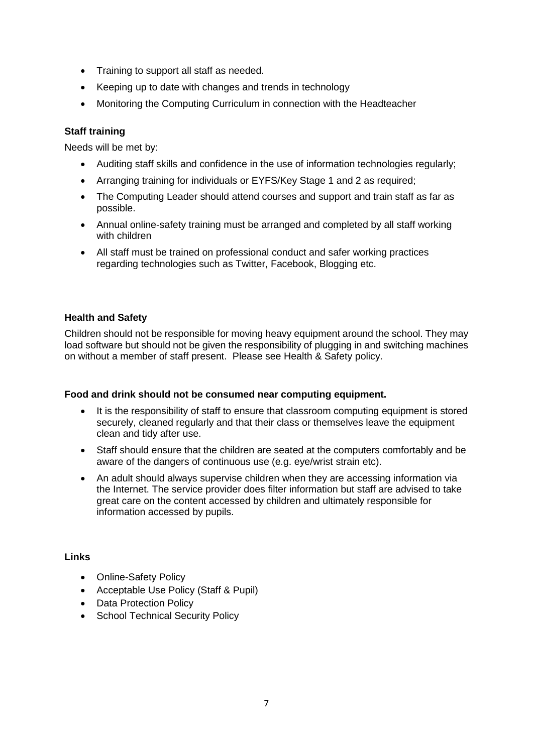- Training to support all staff as needed.
- Keeping up to date with changes and trends in technology
- Monitoring the Computing Curriculum in connection with the Headteacher

**Staff training**

Needs will be met by:

- Auditing staff skills and confidence in the use of information technologies regularly;
- Arranging training for individuals or EYFS/Key Stage 1 and 2 as required;
- The Computing Leader should attend courses and support and train staff as far as possible.
- Annual online-safety training must be arranged and completed by all staff working with children
- All staff must be trained on professional conduct and safer working practices regarding technologies such as Twitter, Facebook, Blogging etc.

**Health and Safety**

Children should not be responsible for moving heavy equipment around the school. They may load software but should not be given the responsibility of plugging in and switching machines on without a member of staff present. Please see Health & Safety policy.

**Food and drink should not be consumed near computing equipment.**

- It is the responsibility of staff to ensure that classroom computing equipment is stored securely, cleaned regularly and that their class or themselves leave the equipment clean and tidy after use.
- Staff should ensure that the children are seated at the computers comfortably and be aware of the dangers of continuous use (e.g. eye/wrist strain etc).
- An adult should always supervise children when they are accessing information via the Internet. The service provider does filter information but staff are advised to take great care on the content accessed by children and ultimately responsible for information accessed by pupils.

**Links**

- Online-Safety Policy
- Acceptable Use Policy (Staff & Pupil)
- Data Protection Policy
- School Technical Security Policy